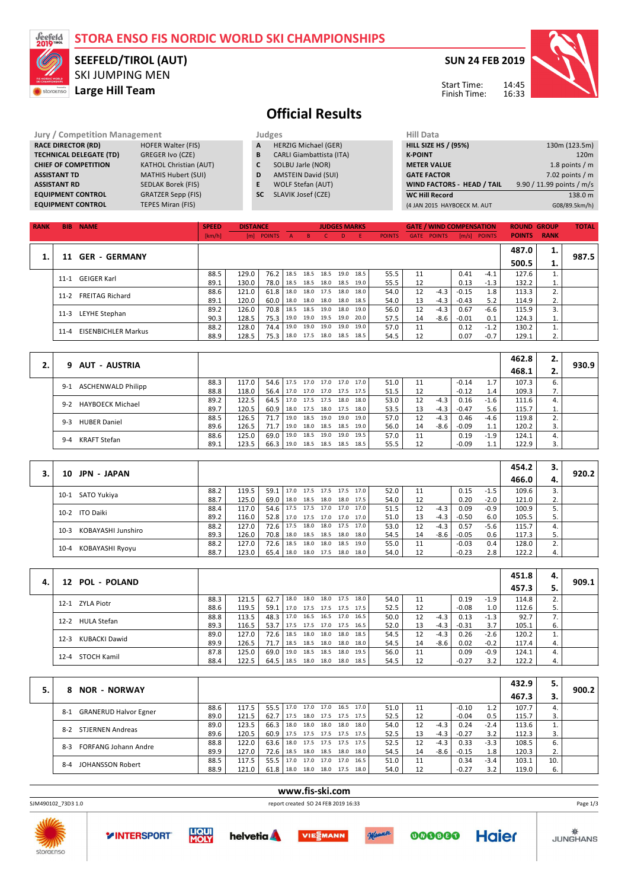# STORA ENSO FIS NORDIC WORLD SKI CHAMPIONSHIPS

## SEEFELD/TIROL (AUT)

SKI JUMPING MEN

**Large Hill Team**

**SUN 24 FEB 2019**

Start Time: 14:45
Finish Time: 16:33

# Official Results

| Jury / Competition Management | |
|---|---|
| **RACE DIRECTOR (RD)** | HOFER Walter (FIS) |
| **TECHNICAL DELEGATE (TD)** | GREGER Ivo (CZE) |
| **CHIEF OF COMPETITION** | KATHOL Christian (AUT) |
| **ASSISTANT TD** | MATHIS Hubert (SUI) |
| **ASSISTANT RD** | SEDLAK Borek (FIS) |
| **EQUIPMENT CONTROL** | GRATZER Sepp (FIS) |
| **EQUIPMENT CONTROL** | TEPES Miran (FIS) |

| Judges | |
|---|---|
| **A** | HERZIG Michael (GER) |
| **B** | CARLI Giambattista (ITA) |
| **C** | SOLBU Jarle (NOR) |
| **D** | AMSTEIN David (SUI) |
| **E** | WOLF Stefan (AUT) |
| **SC** | SLAVIK Josef (CZE) |

| Hill Data | |
|---|---|
| **HILL SIZE HS / (95%)** | 130m (123.5m) |
| **K-POINT** | 120m |
| **METER VALUE** | 1.8 points / m |
| **GATE FACTOR** | 7.02 points / m |
| **WIND FACTORS - HEAD / TAIL** | 9.90 / 11.99 points / m/s |
| **WC Hill Record** | 138.0 m |
| (4 JAN 2015 HAYBOECK M. AUT | G08/89.5km/h) |

| RANK | BIB | NAME | SPEED [km/h] | DISTANCE [m] | DISTANCE POINTS | A | B | C | D | E | JUDGES POINTS | GATE | GATE POINTS | WIND [m/s] | WIND POINTS | ROUND POINTS | GROUP RANK | TOTAL |
|---|---|---|---|---|---|---|---|---|---|---|---|---|---|---|---|---|---|---|
| **1.** | **11** | **GER - GERMANY** | | | | | | | | | | | | | | **487.0** / **500.5** | **1.** / **1.** | **987.5** |
| | 11-1 | GEIGER Karl | 88.5 | 129.0 | 76.2 | 18.5 | 18.5 | 18.5 | 19.0 | 18.5 | 55.5 | 11 | | 0.41 | -4.1 | 127.6 | 1. | |
| | | | 89.1 | 130.0 | 78.0 | 18.5 | 18.5 | 18.0 | 18.5 | 19.0 | 55.5 | 12 | | 0.13 | -1.3 | 132.2 | 1. | |
| | 11-2 | FREITAG Richard | 88.6 | 121.0 | 61.8 | 18.0 | 18.0 | 17.5 | 18.0 | 18.0 | 54.0 | 12 | -4.3 | -0.15 | 1.8 | 113.3 | 2. | |
| | | | 89.1 | 120.0 | 60.0 | 18.0 | 18.0 | 18.0 | 18.0 | 18.5 | 54.0 | 12 | -4.3 | -0.43 | 5.2 | 114.9 | 2. | |
| | 11-3 | LEYHE Stephan | 89.2 | 126.0 | 70.8 | 18.5 | 18.5 | 19.0 | 18.0 | 19.0 | 56.0 | 12 | -4.3 | 0.67 | -6.6 | 115.9 | 3. | |
| | | | 90.3 | 128.5 | 75.3 | 19.0 | 19.0 | 19.5 | 19.0 | 20.0 | 57.5 | 14 | -8.6 | -0.01 | 0.1 | 124.3 | 1. | |
| | 11-4 | EISENBICHLER Markus | 88.2 | 128.0 | 74.4 | 19.0 | 19.0 | 19.0 | 19.0 | 19.0 | 57.0 | 11 | | 0.12 | -1.2 | 130.2 | 1. | |
| | | | 88.9 | 128.5 | 75.3 | 18.0 | 17.5 | 18.0 | 18.5 | 18.5 | 54.5 | 12 | | 0.07 | -0.7 | 129.1 | 2. | |
| **2.** | **9** | **AUT - AUSTRIA** | | | | | | | | | | | | | | **462.8** / **468.1** | **2.** / **2.** | **930.9** |
| | 9-1 | ASCHENWALD Philipp | 88.3 | 117.0 | 54.6 | 17.5 | 17.0 | 17.0 | 17.0 | 17.0 | 51.0 | 11 | | -0.14 | 1.7 | 107.3 | 6. | |
| | | | 88.8 | 118.0 | 56.4 | 17.0 | 17.0 | 17.0 | 17.5 | 17.5 | 51.5 | 12 | | -0.12 | 1.4 | 109.3 | 7. | |
| | 9-2 | HAYBOECK Michael | 89.2 | 122.5 | 64.5 | 17.0 | 17.5 | 17.5 | 18.0 | 18.0 | 53.0 | 12 | -4.3 | 0.16 | -1.6 | 111.6 | 4. | |
| | | | 89.7 | 120.5 | 60.9 | 18.0 | 17.5 | 18.0 | 17.5 | 18.0 | 53.5 | 13 | -4.3 | -0.47 | 5.6 | 115.7 | 1. | |
| | 9-3 | HUBER Daniel | 88.5 | 126.5 | 71.7 | 19.0 | 18.5 | 19.0 | 19.0 | 19.0 | 57.0 | 12 | -4.3 | 0.46 | -4.6 | 119.8 | 2. | |
| | | | 89.6 | 126.5 | 71.7 | 19.0 | 18.0 | 18.5 | 18.5 | 19.0 | 56.0 | 14 | -8.6 | -0.09 | 1.1 | 120.2 | 3. | |
| | 9-4 | KRAFT Stefan | 88.6 | 125.0 | 69.0 | 19.0 | 18.5 | 19.0 | 19.0 | 19.5 | 57.0 | 11 | | 0.19 | -1.9 | 124.1 | 4. | |
| | | | 89.1 | 123.5 | 66.3 | 19.0 | 18.5 | 18.5 | 18.5 | 18.5 | 55.5 | 12 | | -0.09 | 1.1 | 122.9 | 3. | |
| **3.** | **10** | **JPN - JAPAN** | | | | | | | | | | | | | | **454.2** / **466.0** | **3.** / **4.** | **920.2** |
| | 10-1 | SATO Yukiya | 88.2 | 119.5 | 59.1 | 17.0 | 17.5 | 17.5 | 17.5 | 17.0 | 52.0 | 11 | | 0.15 | -1.5 | 109.6 | 3. | |
| | | | 88.7 | 125.0 | 69.0 | 18.0 | 18.5 | 18.0 | 18.0 | 17.5 | 54.0 | 12 | | 0.20 | -2.0 | 121.0 | 2. | |
| | 10-2 | ITO Daiki | 88.4 | 117.0 | 54.6 | 17.5 | 17.5 | 17.0 | 17.0 | 17.0 | 51.5 | 12 | -4.3 | 0.09 | -0.9 | 100.9 | 5. | |
| | | | 89.2 | 116.0 | 52.8 | 17.0 | 17.5 | 17.0 | 17.0 | 17.0 | 51.0 | 13 | -4.3 | -0.50 | 6.0 | 105.5 | 5. | |
| | 10-3 | KOBAYASHI Junshiro | 88.2 | 127.0 | 72.6 | 17.5 | 18.0 | 18.0 | 17.5 | 17.0 | 53.0 | 12 | -4.3 | 0.57 | -5.6 | 115.7 | 4. | |
| | | | 89.3 | 126.0 | 70.8 | 18.0 | 18.5 | 18.0 | 18.0 | 18.0 | 54.5 | 14 | -8.6 | -0.05 | 0.6 | 117.3 | 5. | |
| | 10-4 | KOBAYASHI Ryoyu | 88.2 | 127.0 | 72.6 | 18.5 | 18.0 | 18.0 | 18.5 | 19.0 | 55.0 | 11 | | -0.03 | 0.4 | 128.0 | 2. | |
| | | | 88.7 | 123.0 | 65.4 | 18.0 | 18.0 | 17.5 | 18.0 | 18.0 | 54.0 | 12 | | -0.23 | 2.8 | 122.2 | 4. | |
| **4.** | **12** | **POL - POLAND** | | | | | | | | | | | | | | **451.8** / **457.3** | **4.** / **5.** | **909.1** |
| | 12-1 | ZYLA Piotr | 88.3 | 121.5 | 62.7 | 18.0 | 18.0 | 18.0 | 17.5 | 18.0 | 54.0 | 11 | | 0.19 | -1.9 | 114.8 | 2. | |
| | | | 88.6 | 119.5 | 59.1 | 17.0 | 17.5 | 17.5 | 17.5 | 17.5 | 52.5 | 12 | | -0.08 | 1.0 | 112.6 | 5. | |
| | 12-2 | HULA Stefan | 88.8 | 113.5 | 48.3 | 17.0 | 16.5 | 16.5 | 17.0 | 16.5 | 50.0 | 12 | -4.3 | 0.13 | -1.3 | 92.7 | 7. | |
| | | | 89.3 | 116.5 | 53.7 | 17.5 | 17.5 | 17.0 | 17.5 | 16.5 | 52.0 | 13 | -4.3 | -0.31 | 3.7 | 105.1 | 6. | |
| | 12-3 | KUBACKI Dawid | 89.0 | 127.0 | 72.6 | 18.5 | 18.0 | 18.0 | 18.0 | 18.5 | 54.5 | 12 | -4.3 | 0.26 | -2.6 | 120.2 | 1. | |
| | | | 89.9 | 126.5 | 71.7 | 18.5 | 18.5 | 18.0 | 18.0 | 18.0 | 54.5 | 14 | -8.6 | 0.02 | -0.2 | 117.4 | 4. | |
| | 12-4 | STOCH Kamil | 87.8 | 125.0 | 69.0 | 19.0 | 18.5 | 18.5 | 18.0 | 19.5 | 56.0 | 11 | | 0.09 | -0.9 | 124.1 | 4. | |
| | | | 88.4 | 122.5 | 64.5 | 18.5 | 18.0 | 18.0 | 18.0 | 18.5 | 54.5 | 12 | | -0.27 | 3.2 | 122.2 | 4. | |
| **5.** | **8** | **NOR - NORWAY** | | | | | | | | | | | | | | **432.9** / **467.3** | **5.** / **3.** | **900.2** |
| | 8-1 | GRANERUD Halvor Egner | 88.6 | 117.5 | 55.5 | 17.0 | 17.0 | 17.0 | 16.5 | 17.0 | 51.0 | 11 | | -0.10 | 1.2 | 107.7 | 4. | |
| | | | 89.0 | 121.5 | 62.7 | 17.5 | 18.0 | 17.5 | 17.5 | 17.5 | 52.5 | 12 | | -0.04 | 0.5 | 115.7 | 3. | |
| | 8-2 | STJERNEN Andreas | 89.0 | 123.5 | 66.3 | 18.0 | 18.0 | 18.0 | 18.0 | 18.0 | 54.0 | 12 | -4.3 | 0.24 | -2.4 | 113.6 | 1. | |
| | | | 89.6 | 120.5 | 60.9 | 17.5 | 17.5 | 17.5 | 17.5 | 17.5 | 52.5 | 13 | -4.3 | -0.27 | 3.2 | 112.3 | 3. | |
| | 8-3 | FORFANG Johann Andre | 88.8 | 122.0 | 63.6 | 18.0 | 17.5 | 17.5 | 17.5 | 17.5 | 52.5 | 12 | -4.3 | 0.33 | -3.3 | 108.5 | 6. | |
| | | | 89.9 | 127.0 | 72.6 | 18.5 | 18.0 | 18.5 | 18.0 | 18.0 | 54.5 | 14 | -8.6 | -0.15 | 1.8 | 120.3 | 2. | |
| | 8-4 | JOHANSSON Robert | 88.5 | 117.5 | 55.5 | 17.0 | 17.0 | 17.0 | 17.0 | 16.5 | 51.0 | 11 | | 0.34 | -3.4 | 103.1 | 10. | |
| | | | 88.9 | 121.0 | 61.8 | 18.0 | 18.0 | 18.0 | 17.5 | 18.0 | 54.0 | 12 | | -0.27 | 3.2 | 119.0 | 6. | |

www.fis-ski.com

SJM490102_73D3 1.0 report created SO 24 FEB 2019 16:33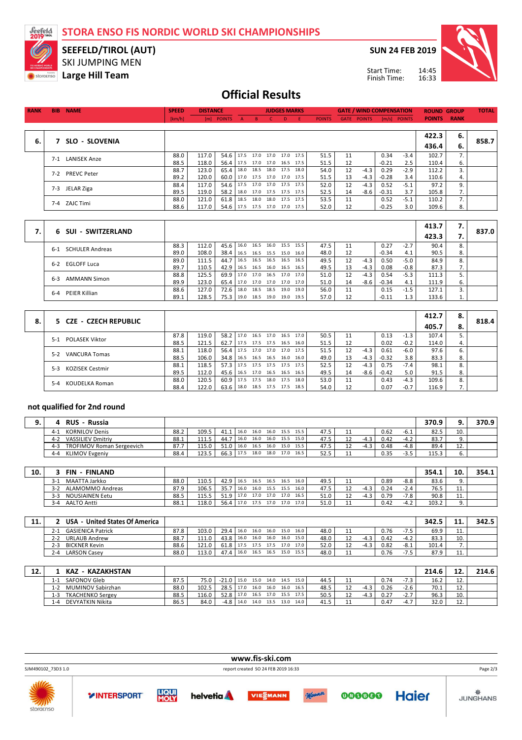# STORA ENSO FIS NORDIC WORLD SKI CHAMPIONSHIPS

## SEEFELD/TIROL (AUT)

SKI JUMPING MEN

**Large Hill Team**

SUN 24 FEB 2019

Start Time: 14:45
Finish Time: 16:33

# Official Results

| RANK | BIB | NAME | SPEED [km/h] | DISTANCE [m] | DISTANCE POINTS | A | B | C | D | E | JUDGES POINTS | GATE | GATE POINTS | WIND [m/s] | WIND POINTS | ROUND POINTS | GROUP RANK | TOTAL |
|---|---|---|---|---|---|---|---|---|---|---|---|---|---|---|---|---|---|---|
| 6. | 7 | SLO - SLOVENIA | | | | | | | | | | | | | | 422.3 / 436.4 | 6. / 6. | 858.7 |
| | 7-1 | LANISEK Anze | 88.0 | 117.0 | 54.6 | 17.5 | 17.0 | 17.0 | 17.0 | 17.5 | 51.5 | 11 | | 0.34 | -3.4 | 102.7 | 7. | |
| | | | 88.5 | 118.0 | 56.4 | 17.5 | 17.0 | 17.0 | 16.5 | 17.5 | 51.5 | 12 | | -0.21 | 2.5 | 110.4 | 6. | |
| | 7-2 | PREVC Peter | 88.7 | 123.0 | 65.4 | 18.0 | 18.5 | 18.0 | 17.5 | 18.0 | 54.0 | 12 | -4.3 | 0.29 | -2.9 | 112.2 | 3. | |
| | | | 89.2 | 120.0 | 60.0 | 17.0 | 17.5 | 17.0 | 17.0 | 17.5 | 51.5 | 13 | -4.3 | -0.28 | 3.4 | 110.6 | 4. | |
| | 7-3 | JELAR Ziga | 88.4 | 117.0 | 54.6 | 17.5 | 17.0 | 17.0 | 17.5 | 17.5 | 52.0 | 12 | -4.3 | 0.52 | -5.1 | 97.2 | 9. | |
| | | | 89.5 | 119.0 | 58.2 | 18.0 | 17.0 | 17.5 | 17.5 | 17.5 | 52.5 | 14 | -8.6 | -0.31 | 3.7 | 105.8 | 7. | |
| | 7-4 | ZAJC Timi | 88.0 | 121.0 | 61.8 | 18.5 | 18.0 | 18.0 | 17.5 | 17.5 | 53.5 | 11 | | 0.52 | -5.1 | 110.2 | 7. | |
| | | | 88.6 | 117.0 | 54.6 | 17.5 | 17.5 | 17.0 | 17.0 | 17.5 | 52.0 | 12 | | -0.25 | 3.0 | 109.6 | 8. | |
| 7. | 6 | SUI - SWITZERLAND | | | | | | | | | | | | | | 413.7 / 423.3 | 7. / 7. | 837.0 |
| | 6-1 | SCHULER Andreas | 88.3 | 112.0 | 45.6 | 16.0 | 16.5 | 16.0 | 15.5 | 15.5 | 47.5 | 11 | | 0.27 | -2.7 | 90.4 | 8. | |
| | | | 89.0 | 108.0 | 38.4 | 16.5 | 16.5 | 15.5 | 15.0 | 16.0 | 48.0 | 12 | | -0.34 | 4.1 | 90.5 | 8. | |
| | 6-2 | EGLOFF Luca | 89.0 | 111.5 | 44.7 | 16.5 | 16.5 | 16.5 | 16.5 | 16.5 | 49.5 | 12 | -4.3 | 0.50 | -5.0 | 84.9 | 8. | |
| | | | 89.7 | 110.5 | 42.9 | 16.5 | 16.5 | 16.0 | 16.5 | 16.5 | 49.5 | 13 | -4.3 | 0.08 | -0.8 | 87.3 | 7. | |
| | 6-3 | AMMANN Simon | 88.8 | 125.5 | 69.9 | 17.0 | 17.0 | 16.5 | 17.0 | 17.0 | 51.0 | 12 | -4.3 | 0.54 | -5.3 | 111.3 | 5. | |
| | | | 89.9 | 123.0 | 65.4 | 17.0 | 17.0 | 17.0 | 17.0 | 17.0 | 51.0 | 14 | -8.6 | -0.34 | 4.1 | 111.9 | 6. | |
| | 6-4 | PEIER Killian | 88.6 | 127.0 | 72.6 | 18.0 | 18.5 | 18.5 | 19.0 | 19.0 | 56.0 | 11 | | 0.15 | -1.5 | 127.1 | 3. | |
| | | | 89.1 | 128.5 | 75.3 | 19.0 | 18.5 | 19.0 | 19.0 | 19.5 | 57.0 | 12 | | -0.11 | 1.3 | 133.6 | 1. | |
| 8. | 5 | CZE - CZECH REPUBLIC | | | | | | | | | | | | | | 412.7 / 405.7 | 8. / 8. | 818.4 |
| | 5-1 | POLASEK Viktor | 87.8 | 119.0 | 58.2 | 17.0 | 16.5 | 17.0 | 16.5 | 17.0 | 50.5 | 11 | | 0.13 | -1.3 | 107.4 | 5. | |
| | | | 88.5 | 121.5 | 62.7 | 17.5 | 17.5 | 17.5 | 16.5 | 16.0 | 51.5 | 12 | | 0.02 | -0.2 | 114.0 | 4. | |
| | 5-2 | VANCURA Tomas | 88.1 | 118.0 | 56.4 | 17.5 | 17.0 | 17.0 | 17.0 | 17.5 | 51.5 | 12 | -4.3 | 0.61 | -6.0 | 97.6 | 6. | |
| | | | 88.5 | 106.0 | 34.8 | 16.5 | 16.5 | 16.5 | 16.0 | 16.0 | 49.0 | 13 | -4.3 | -0.32 | 3.8 | 83.3 | 8. | |
| | 5-3 | KOZISEK Cestmir | 88.1 | 118.5 | 57.3 | 17.5 | 17.5 | 17.5 | 17.5 | 17.5 | 52.5 | 12 | -4.3 | 0.75 | -7.4 | 98.1 | 8. | |
| | | | 89.5 | 112.0 | 45.6 | 16.5 | 17.0 | 16.5 | 16.5 | 16.5 | 49.5 | 14 | -8.6 | -0.42 | 5.0 | 91.5 | 8. | |
| | 5-4 | KOUDELKA Roman | 88.0 | 120.5 | 60.9 | 17.5 | 17.5 | 18.0 | 17.5 | 18.0 | 53.0 | 11 | | 0.43 | -4.3 | 109.6 | 8. | |
| | | | 88.4 | 122.0 | 63.6 | 18.0 | 18.5 | 17.5 | 17.5 | 18.5 | 54.0 | 12 | | 0.07 | -0.7 | 116.9 | 7. | |

## not qualified for 2nd round

| RANK | BIB | NAME | SPEED [km/h] | DISTANCE [m] | DISTANCE POINTS | A | B | C | D | E | JUDGES POINTS | GATE | GATE POINTS | WIND [m/s] | WIND POINTS | ROUND POINTS | GROUP RANK | TOTAL |
|---|---|---|---|---|---|---|---|---|---|---|---|---|---|---|---|---|---|---|
| 9. | 4 | RUS - Russia | | | | | | | | | | | | | | 370.9 | 9. | 370.9 |
| | 4-1 | KORNILOV Denis | 88.2 | 109.5 | 41.1 | 16.0 | 16.0 | 16.0 | 15.5 | 15.5 | 47.5 | 11 | | 0.62 | -6.1 | 82.5 | 10. | |
| | 4-2 | VASSILIEV Dmitriy | 88.1 | 111.5 | 44.7 | 16.0 | 16.0 | 16.0 | 15.5 | 15.0 | 47.5 | 12 | -4.3 | 0.42 | -4.2 | 83.7 | 9. | |
| | 4-3 | TROFIMOV Roman Sergeevich | 87.7 | 115.0 | 51.0 | 16.0 | 16.5 | 16.0 | 15.0 | 15.5 | 47.5 | 12 | -4.3 | 0.48 | -4.8 | 89.4 | 12. | |
| | 4-4 | KLIMOV Evgeniy | 88.4 | 123.5 | 66.3 | 17.5 | 18.0 | 18.0 | 17.0 | 16.5 | 52.5 | 11 | | 0.35 | -3.5 | 115.3 | 6. | |
| 10. | 3 | FIN - FINLAND | | | | | | | | | | | | | | 354.1 | 10. | 354.1 |
| | 3-1 | MAATTA Jarkko | 88.0 | 110.5 | 42.9 | 16.5 | 16.5 | 16.5 | 16.5 | 16.0 | 49.5 | 11 | | 0.89 | -8.8 | 83.6 | 9. | |
| | 3-2 | ALAMOMMO Andreas | 87.9 | 106.5 | 35.7 | 16.0 | 16.0 | 15.5 | 15.5 | 16.0 | 47.5 | 12 | -4.3 | 0.24 | -2.4 | 76.5 | 11. | |
| | 3-3 | NOUSIAINEN Eetu | 88.5 | 115.5 | 51.9 | 17.0 | 17.0 | 17.0 | 17.0 | 16.5 | 51.0 | 12 | -4.3 | 0.79 | -7.8 | 90.8 | 11. | |
| | 3-4 | AALTO Antti | 88.1 | 118.0 | 56.4 | 17.0 | 17.5 | 17.0 | 17.0 | 17.0 | 51.0 | 11 | | 0.42 | -4.2 | 103.2 | 9. | |
| 11. | 2 | USA - United States Of America | | | | | | | | | | | | | | 342.5 | 11. | 342.5 |
| | 2-1 | GASIENICA Patrick | 87.8 | 103.0 | 29.4 | 16.0 | 16.0 | 16.0 | 15.0 | 16.0 | 48.0 | 11 | | 0.76 | -7.5 | 69.9 | 11. | |
| | 2-2 | URLAUB Andrew | 88.7 | 111.0 | 43.8 | 16.0 | 16.0 | 16.0 | 16.0 | 15.0 | 48.0 | 12 | -4.3 | 0.42 | -4.2 | 83.3 | 10. | |
| | 2-3 | BICKNER Kevin | 88.6 | 121.0 | 61.8 | 17.5 | 17.5 | 17.5 | 17.0 | 17.0 | 52.0 | 12 | -4.3 | 0.82 | -8.1 | 101.4 | 7. | |
| | 2-4 | LARSON Casey | 88.0 | 113.0 | 47.4 | 16.0 | 16.5 | 16.5 | 15.0 | 15.5 | 48.0 | 11 | | 0.76 | -7.5 | 87.9 | 11. | |
| 12. | 1 | KAZ - KAZAKHSTAN | | | | | | | | | | | | | | 214.6 | 12. | 214.6 |
| | 1-1 | SAFONOV Gleb | 87.5 | 75.0 | -21.0 | 15.0 | 15.0 | 14.0 | 14.5 | 15.0 | 44.5 | 11 | | 0.74 | -7.3 | 16.2 | 12. | |
| | 1-2 | MUMINOV Sabirzhan | 88.0 | 102.5 | 28.5 | 17.0 | 16.0 | 16.0 | 16.0 | 16.5 | 48.5 | 12 | -4.3 | 0.26 | -2.6 | 70.1 | 12. | |
| | 1-3 | TKACHENKO Sergey | 88.5 | 116.0 | 52.8 | 17.0 | 16.5 | 17.0 | 15.5 | 17.5 | 50.5 | 12 | -4.3 | 0.27 | -2.7 | 96.3 | 10. | |
| | 1-4 | DEVYATKIN Nikita | 86.5 | 84.0 | -4.8 | 14.0 | 14.0 | 13.5 | 13.0 | 14.0 | 41.5 | 11 | | 0.47 | -4.7 | 32.0 | 12. | |

www.fis-ski.com

SJM490102_73D3 1.0 — report created SO 24 FEB 2019 16:33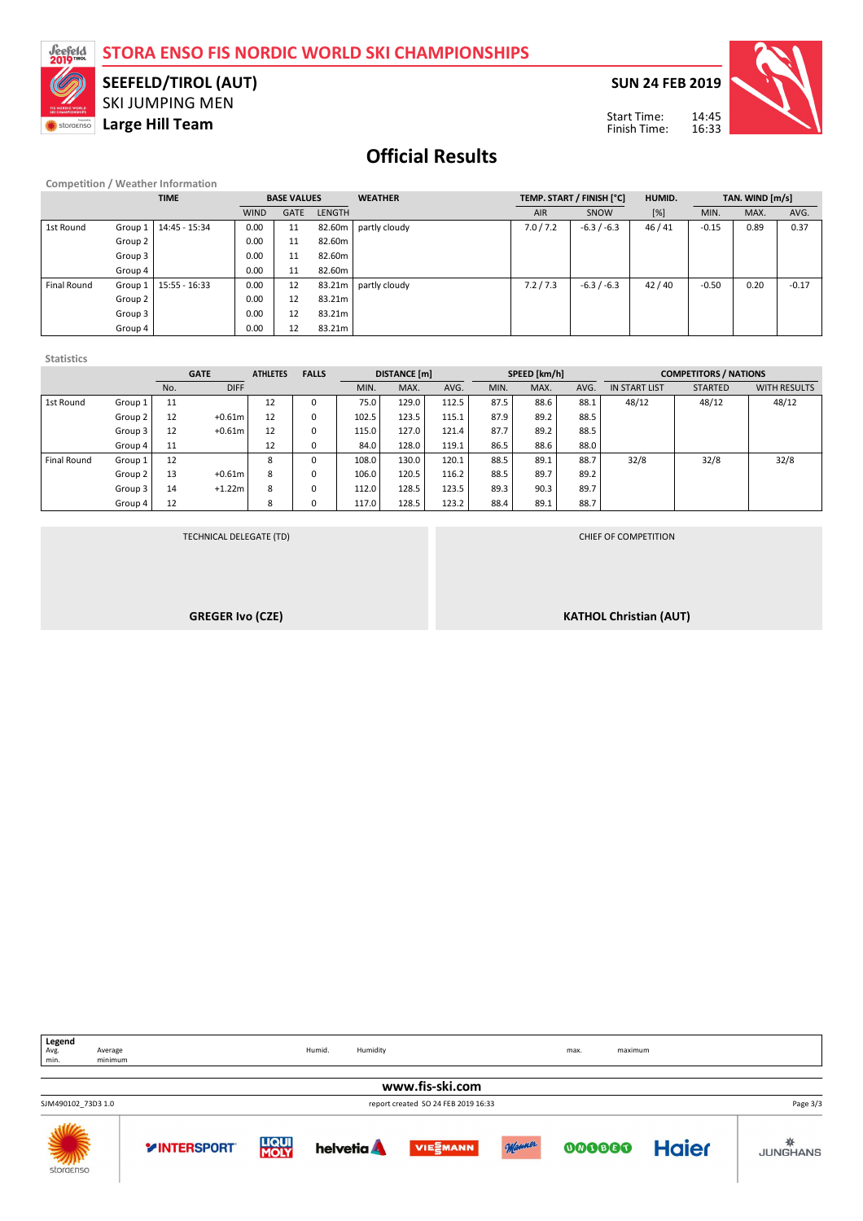# STORA ENSO FIS NORDIC WORLD SKI CHAMPIONSHIPS

**SEEFELD/TIROL (AUT)**
SKI JUMPING MEN
**Large Hill Team**

**SUN 24 FEB 2019**

Start Time: 14:45
Finish Time: 16:33

## Official Results

### Competition / Weather Information

| | | TIME | BASE VALUES | | | WEATHER | TEMP. START / FINISH [°C] | | HUMID. | TAN. WIND [m/s] | | |
|---|---|---|---|---|---|---|---|---|---|---|---|---|
| | | | WIND | GATE | LENGTH | | AIR | SNOW | [%] | MIN. | MAX. | AVG. |
| 1st Round | Group 1 | 14:45 - 15:34 | 0.00 | 11 | 82.60m | partly cloudy | 7.0 / 7.2 | -6.3 / -6.3 | 46 / 41 | -0.15 | 0.89 | 0.37 |
| | Group 2 | | 0.00 | 11 | 82.60m | | | | | | | |
| | Group 3 | | 0.00 | 11 | 82.60m | | | | | | | |
| | Group 4 | | 0.00 | 11 | 82.60m | | | | | | | |
| Final Round | Group 1 | 15:55 - 16:33 | 0.00 | 12 | 83.21m | partly cloudy | 7.2 / 7.3 | -6.3 / -6.3 | 42 / 40 | -0.50 | 0.20 | -0.17 |
| | Group 2 | | 0.00 | 12 | 83.21m | | | | | | | |
| | Group 3 | | 0.00 | 12 | 83.21m | | | | | | | |
| | Group 4 | | 0.00 | 12 | 83.21m | | | | | | | |

### Statistics

| | | GATE | | ATHLETES | FALLS | DISTANCE [m] | | | SPEED [km/h] | | | COMPETITORS / NATIONS | | |
|---|---|---|---|---|---|---|---|---|---|---|---|---|---|---|
| | | No. | DIFF | | | MIN. | MAX. | AVG. | MIN. | MAX. | AVG. | IN START LIST | STARTED | WITH RESULTS |
| 1st Round | Group 1 | 11 | | 12 | 0 | 75.0 | 129.0 | 112.5 | 87.5 | 88.6 | 88.1 | 48/12 | 48/12 | 48/12 |
| | Group 2 | 12 | +0.61m | 12 | 0 | 102.5 | 123.5 | 115.1 | 87.9 | 89.2 | 88.5 | | | |
| | Group 3 | 12 | +0.61m | 12 | 0 | 115.0 | 127.0 | 121.4 | 87.7 | 89.2 | 88.5 | | | |
| | Group 4 | 11 | | 12 | 0 | 84.0 | 128.0 | 119.1 | 86.5 | 88.6 | 88.0 | | | |
| Final Round | Group 1 | 12 | | 8 | 0 | 108.0 | 130.0 | 120.1 | 88.5 | 89.1 | 88.7 | 32/8 | 32/8 | 32/8 |
| | Group 2 | 13 | +0.61m | 8 | 0 | 106.0 | 120.5 | 116.2 | 88.5 | 89.7 | 89.2 | | | |
| | Group 3 | 14 | +1.22m | 8 | 0 | 112.0 | 128.5 | 123.5 | 89.3 | 90.3 | 89.7 | | | |
| | Group 4 | 12 | | 8 | 0 | 117.0 | 128.5 | 123.2 | 88.4 | 89.1 | 88.7 | | | |

TECHNICAL DELEGATE (TD)

**GREGER Ivo (CZE)**

CHIEF OF COMPETITION

**KATHOL Christian (AUT)**

**Legend**
Avg. Average
min. minimum
Humid. Humidity
max. maximum

www.fis-ski.com

SJM490102_73D3 1.0    report created SO 24 FEB 2019 16:33